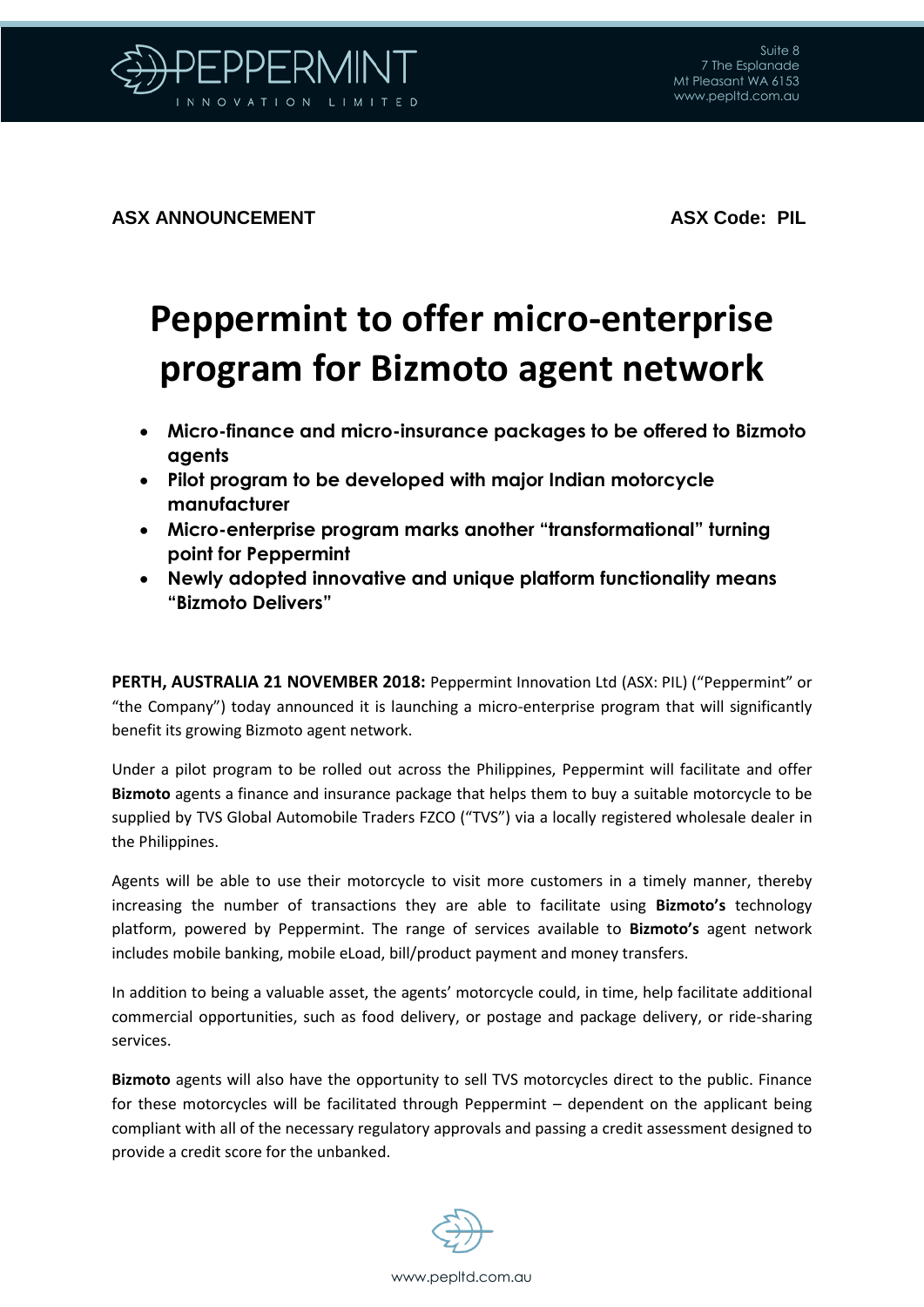ASX ANNOUNCEMENT

ASX Code: PIL

# Peppermint to offer micro-enterprise program for Bizmoto agent network

- **Micro-finance and micro-insurance packages to be offered to Bizmoto agents**
- **Pilot program to be developed with major Indian motorcycle manufacturer**
- **Micro-enterprise program marks another "transformational" turning point for Peppermint**
- **Newly adopted innovative and unique platform functionality means "Bizmoto Delivers"**

**PERTH, AUSTRALIA 21 NOVEMBER 2018:** Peppermint Innovation Ltd (ASX: PIL) ("Peppermint" or "the Company") today announced it is launching a micro-enterprise program that will significantly benefit its growing Bizmoto agent network.

Under a pilot program to be rolled out across the Philippines, Peppermint will facilitate and offer **Bizmoto** agents a finance and insurance package that helps them to buy a suitable motorcycle to be supplied by TVS Global Automobile Traders FZCO ("TVS") via a locally registered wholesale dealer in the Philippines.

Agents will be able to use their motorcycle to visit more customers in a timely manner, thereby increasing the number of transactions they are able to facilitate using **Bizmoto's** technology platform, powered by Peppermint. The range of services available to **Bizmoto's** agent network includes mobile banking, mobile eLoad, bill/product payment and money transfers.

In addition to being a valuable asset, the agents' motorcycle could, in time, help facilitate additional commercial opportunities, such as food delivery, or postage and package delivery, or ride-sharing services.

**Bizmoto** agents will also have the opportunity to sell TVS motorcycles direct to the public. Finance for these motorcycles will be facilitated through Peppermint – dependent on the applicant being compliant with all of the necessary regulatory approvals and passing a credit assessment designed to provide a credit score for the unbanked.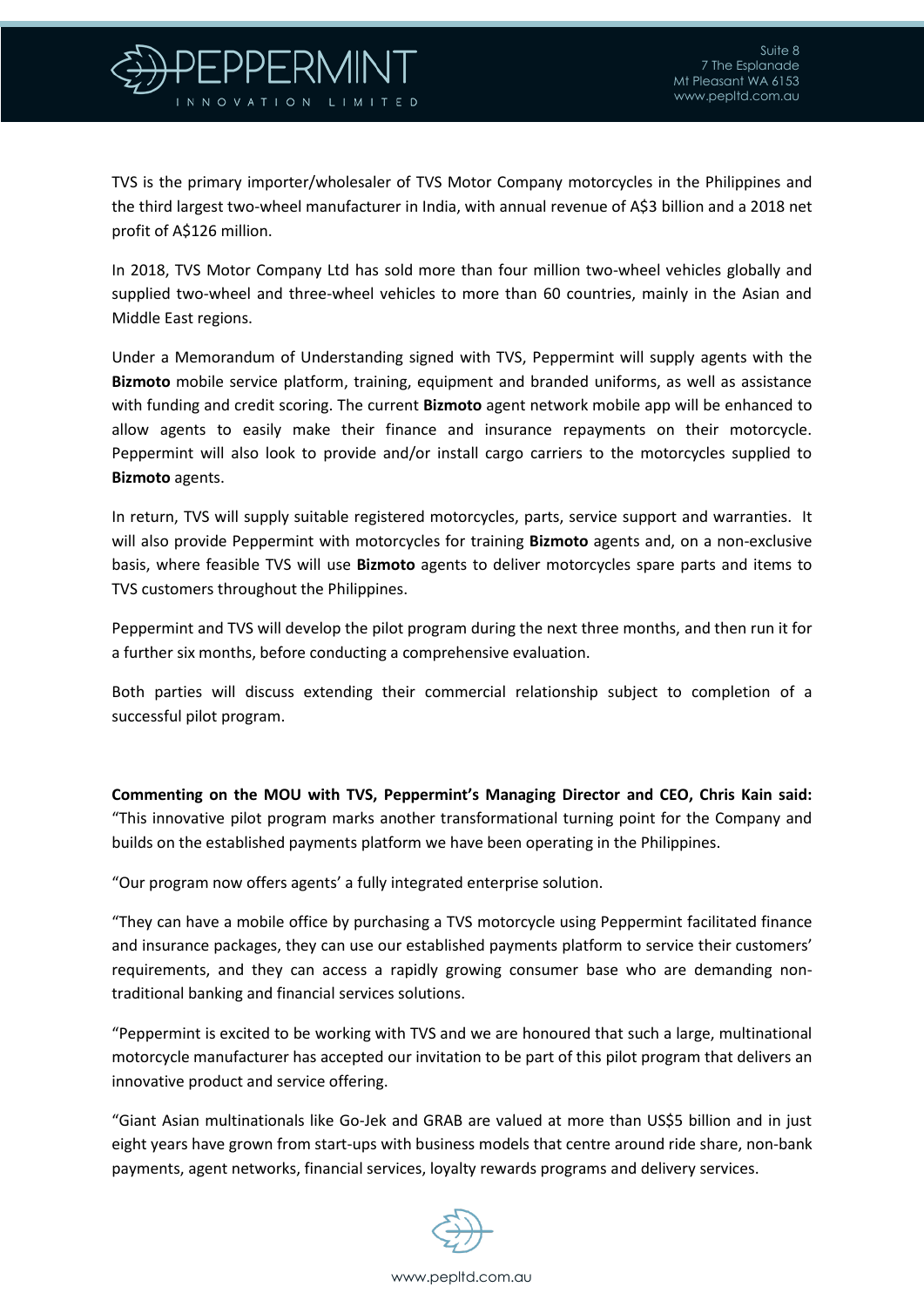TVS is the primary importer/wholesaler of TVS Motor Company motorcycles in the Philippines and the third largest two-wheel manufacturer in India, with annual revenue of A$3 billion and a 2018 net profit of A$126 million.

In 2018, TVS Motor Company Ltd has sold more than four million two-wheel vehicles globally and supplied two-wheel and three-wheel vehicles to more than 60 countries, mainly in the Asian and Middle East regions.

Under a Memorandum of Understanding signed with TVS, Peppermint will supply agents with the **Bizmoto** mobile service platform, training, equipment and branded uniforms, as well as assistance with funding and credit scoring. The current **Bizmoto** agent network mobile app will be enhanced to allow agents to easily make their finance and insurance repayments on their motorcycle. Peppermint will also look to provide and/or install cargo carriers to the motorcycles supplied to **Bizmoto** agents.

In return, TVS will supply suitable registered motorcycles, parts, service support and warranties. It will also provide Peppermint with motorcycles for training **Bizmoto** agents and, on a non-exclusive basis, where feasible TVS will use **Bizmoto** agents to deliver motorcycles spare parts and items to TVS customers throughout the Philippines.

Peppermint and TVS will develop the pilot program during the next three months, and then run it for a further six months, before conducting a comprehensive evaluation.

Both parties will discuss extending their commercial relationship subject to completion of a successful pilot program.

**Commenting on the MOU with TVS, Peppermint's Managing Director and CEO, Chris Kain said:** "This innovative pilot program marks another transformational turning point for the Company and builds on the established payments platform we have been operating in the Philippines.

"Our program now offers agents' a fully integrated enterprise solution.

"They can have a mobile office by purchasing a TVS motorcycle using Peppermint facilitated finance and insurance packages, they can use our established payments platform to service their customers' requirements, and they can access a rapidly growing consumer base who are demanding non-traditional banking and financial services solutions.

"Peppermint is excited to be working with TVS and we are honoured that such a large, multinational motorcycle manufacturer has accepted our invitation to be part of this pilot program that delivers an innovative product and service offering.

"Giant Asian multinationals like Go-Jek and GRAB are valued at more than US$5 billion and in just eight years have grown from start-ups with business models that centre around ride share, non-bank payments, agent networks, financial services, loyalty rewards programs and delivery services.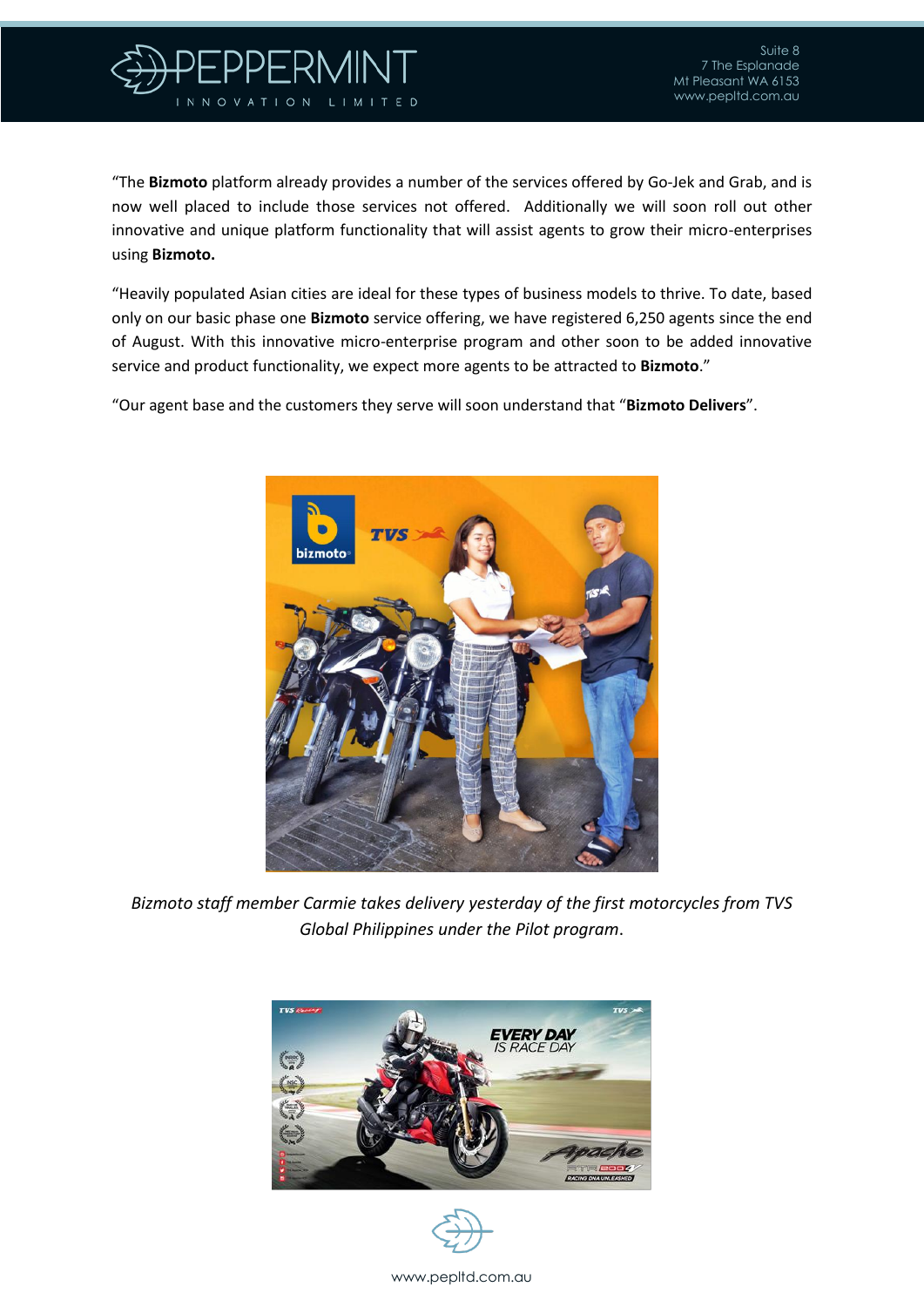"The **Bizmoto** platform already provides a number of the services offered by Go-Jek and Grab, and is now well placed to include those services not offered. Additionally we will soon roll out other innovative and unique platform functionality that will assist agents to grow their micro-enterprises using **Bizmoto.**

"Heavily populated Asian cities are ideal for these types of business models to thrive. To date, based only on our basic phase one **Bizmoto** service offering, we have registered 6,250 agents since the end of August. With this innovative micro-enterprise program and other soon to be added innovative service and product functionality, we expect more agents to be attracted to **Bizmoto**."

"Our agent base and the customers they serve will soon understand that "**Bizmoto Delivers**".

*Bizmoto staff member Carmie takes delivery yesterday of the first motorcycles from TVS Global Philippines under the Pilot program.*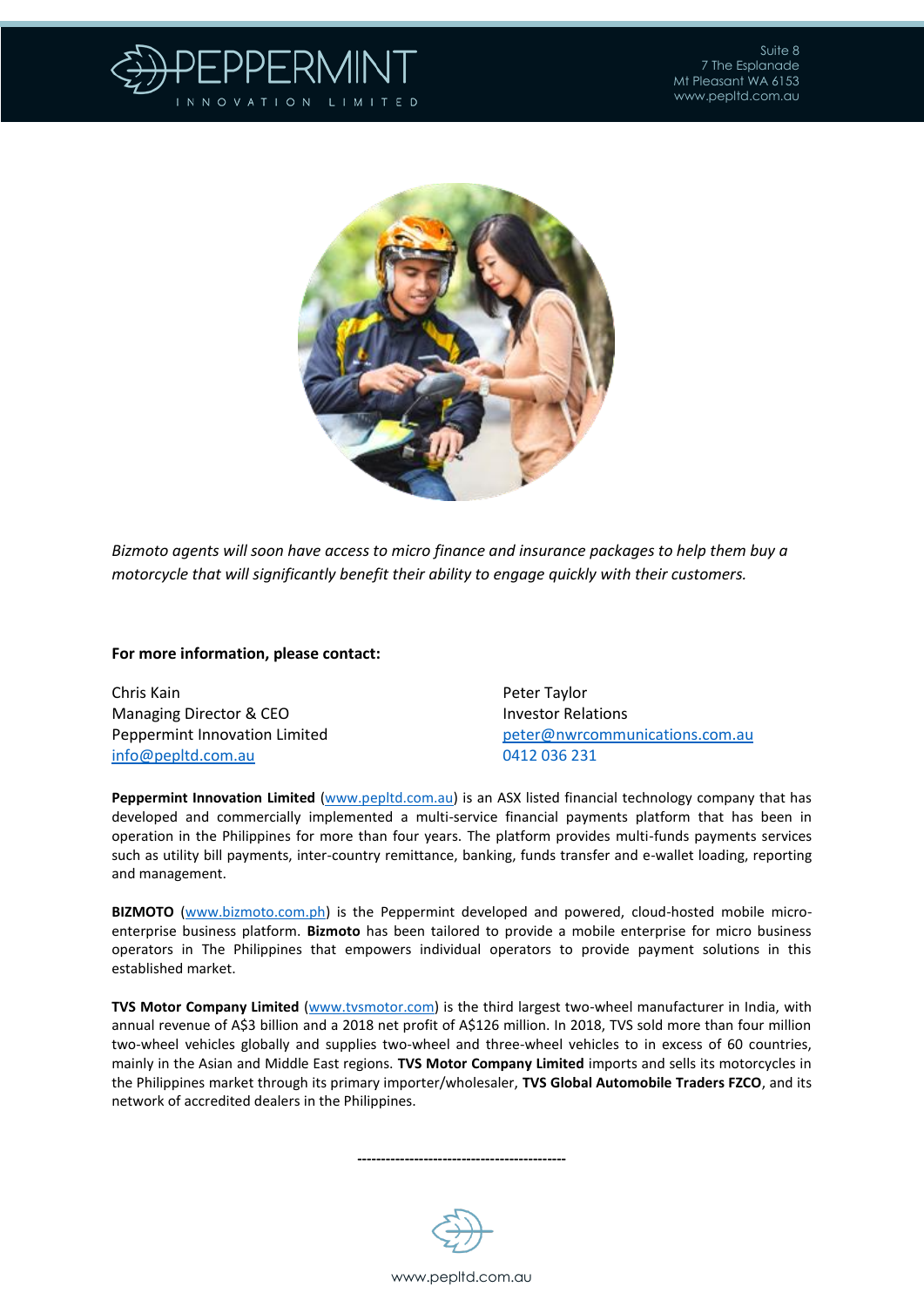*Bizmoto agents will soon have access to micro finance and insurance packages to help them buy a motorcycle that will significantly benefit their ability to engage quickly with their customers.*

**For more information, please contact:**

Chris Kain
Managing Director & CEO
Peppermint Innovation Limited
info@pepltd.com.au

Peter Taylor
Investor Relations
peter@nwrcommunications.com.au
0412 036 231

**Peppermint Innovation Limited** (www.pepltd.com.au) is an ASX listed financial technology company that has developed and commercially implemented a multi-service financial payments platform that has been in operation in the Philippines for more than four years. The platform provides multi-funds payments services such as utility bill payments, inter-country remittance, banking, funds transfer and e-wallet loading, reporting and management.

**BIZMOTO** (www.bizmoto.com.ph) is the Peppermint developed and powered, cloud-hosted mobile micro-enterprise business platform. **Bizmoto** has been tailored to provide a mobile enterprise for micro business operators in The Philippines that empowers individual operators to provide payment solutions in this established market.

**TVS Motor Company Limited** (www.tvsmotor.com) is the third largest two-wheel manufacturer in India, with annual revenue of A$3 billion and a 2018 net profit of A$126 million. In 2018, TVS sold more than four million two-wheel vehicles globally and supplies two-wheel and three-wheel vehicles to in excess of 60 countries, mainly in the Asian and Middle East regions. **TVS Motor Company Limited** imports and sells its motorcycles in the Philippines market through its primary importer/wholesaler, **TVS Global Automobile Traders FZCO**, and its network of accredited dealers in the Philippines.

---